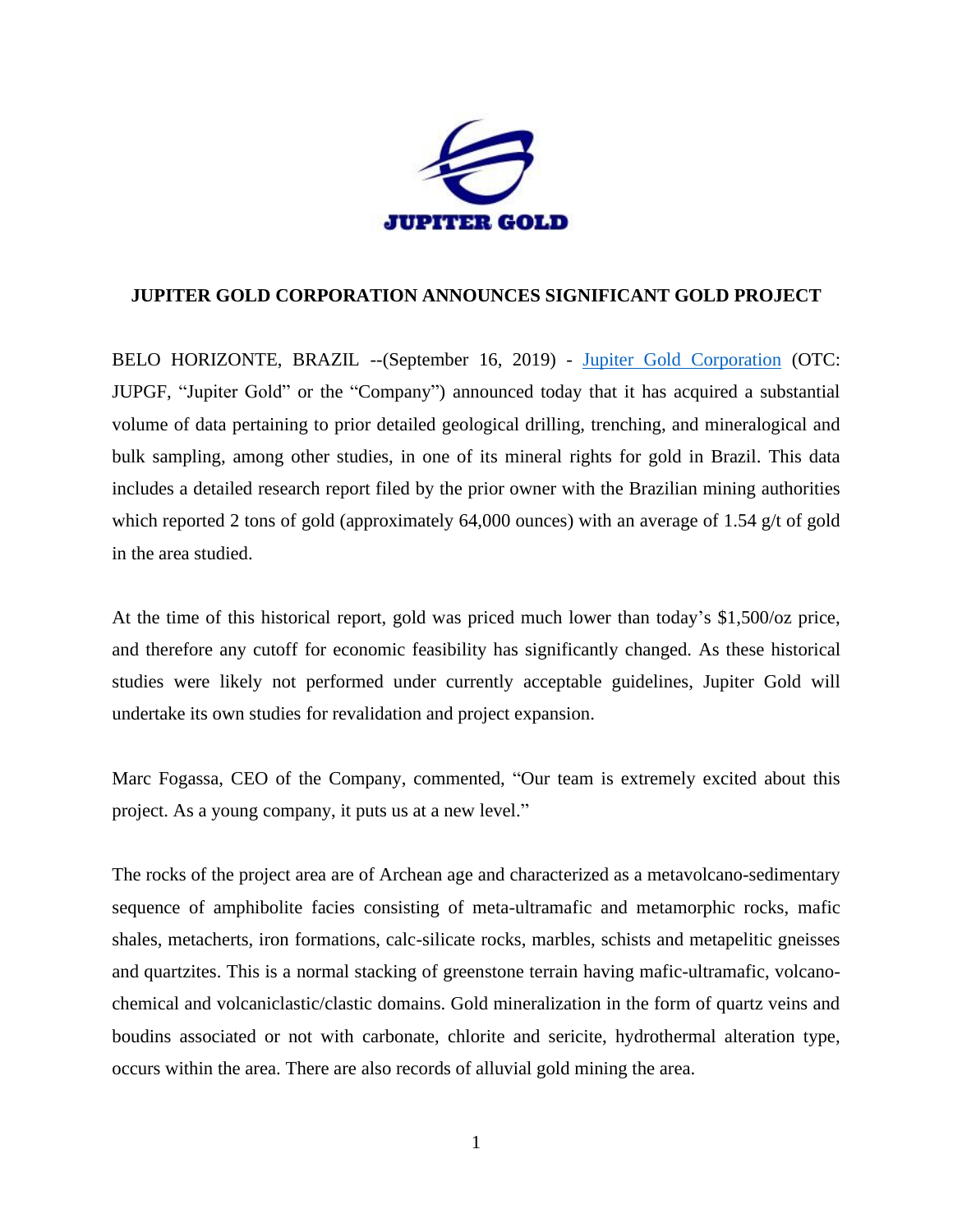# JUPITER GOLD CORPORATION ANNOUNCES SIGNIFICANT GOLD PROJECT

BELO HORIZONTE, BRAZIL --(September 16, 2019) - [Jupiter Gold Corporation](#) (OTC: JUPGF, "Jupiter Gold" or the "Company") announced today that it has acquired a substantial volume of data pertaining to prior detailed geological drilling, trenching, and mineralogical and bulk sampling, among other studies, in one of its mineral rights for gold in Brazil. This data includes a detailed research report filed by the prior owner with the Brazilian mining authorities which reported 2 tons of gold (approximately 64,000 ounces) with an average of 1.54 g/t of gold in the area studied.

At the time of this historical report, gold was priced much lower than today's $1,500/oz price, and therefore any cutoff for economic feasibility has significantly changed. As these historical studies were likely not performed under currently acceptable guidelines, Jupiter Gold will undertake its own studies for revalidation and project expansion.

Marc Fogassa, CEO of the Company, commented, "Our team is extremely excited about this project. As a young company, it puts us at a new level."

The rocks of the project area are of Archean age and characterized as a metavolcano-sedimentary sequence of amphibolite facies consisting of meta-ultramafic and metamorphic rocks, mafic shales, metacherts, iron formations, calc-silicate rocks, marbles, schists and metapelitic gneisses and quartzites. This is a normal stacking of greenstone terrain having mafic-ultramafic, volcano-chemical and volcaniclastic/clastic domains. Gold mineralization in the form of quartz veins and boudins associated or not with carbonate, chlorite and sericite, hydrothermal alteration type, occurs within the area. There are also records of alluvial gold mining the area.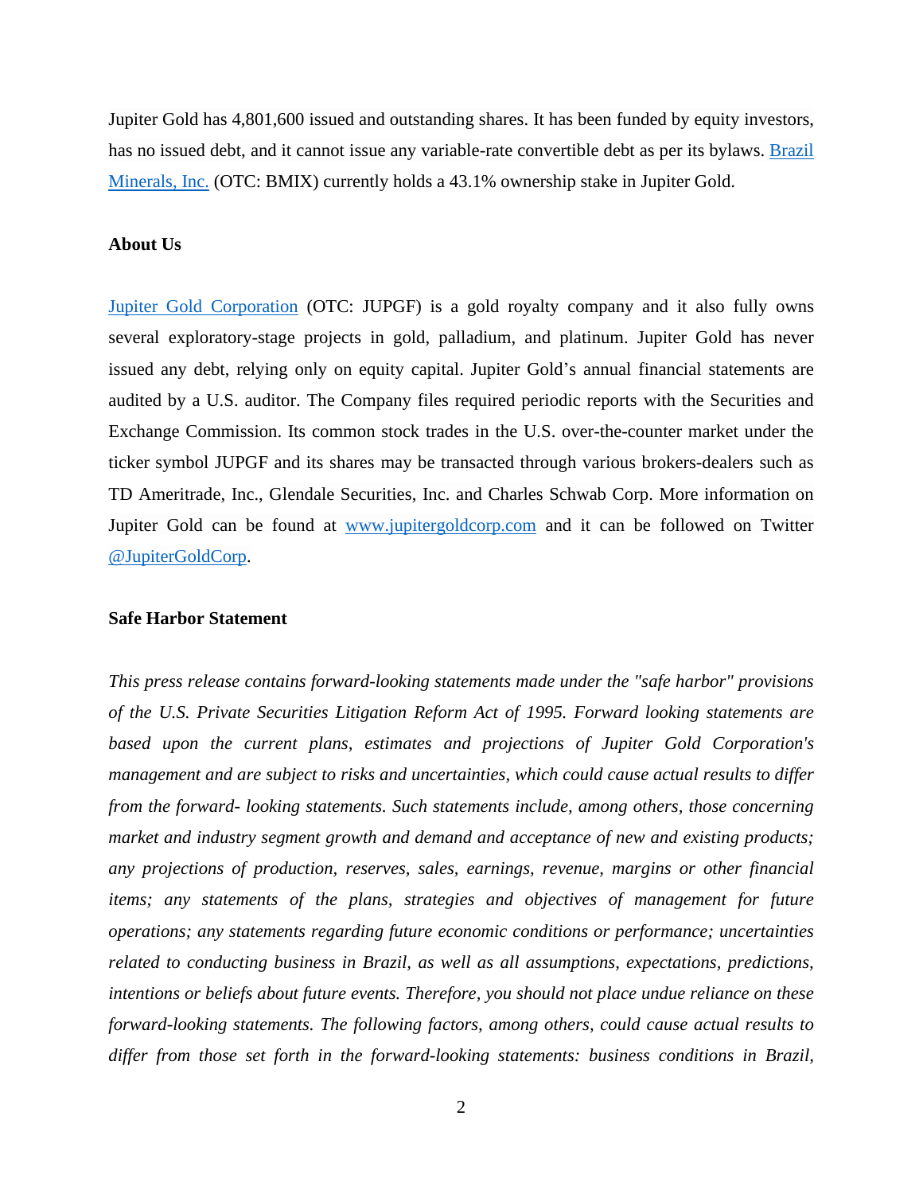Jupiter Gold has 4,801,600 issued and outstanding shares. It has been funded by equity investors, has no issued debt, and it cannot issue any variable-rate convertible debt as per its bylaws. Brazil Minerals, Inc. (OTC: BMIX) currently holds a 43.1% ownership stake in Jupiter Gold.

**About Us**

Jupiter Gold Corporation (OTC: JUPGF) is a gold royalty company and it also fully owns several exploratory-stage projects in gold, palladium, and platinum. Jupiter Gold has never issued any debt, relying only on equity capital. Jupiter Gold's annual financial statements are audited by a U.S. auditor. The Company files required periodic reports with the Securities and Exchange Commission. Its common stock trades in the U.S. over-the-counter market under the ticker symbol JUPGF and its shares may be transacted through various brokers-dealers such as TD Ameritrade, Inc., Glendale Securities, Inc. and Charles Schwab Corp. More information on Jupiter Gold can be found at www.jupitergoldcorp.com and it can be followed on Twitter @JupiterGoldCorp.

**Safe Harbor Statement**

*This press release contains forward-looking statements made under the "safe harbor" provisions of the U.S. Private Securities Litigation Reform Act of 1995. Forward looking statements are based upon the current plans, estimates and projections of Jupiter Gold Corporation's management and are subject to risks and uncertainties, which could cause actual results to differ from the forward- looking statements. Such statements include, among others, those concerning market and industry segment growth and demand and acceptance of new and existing products; any projections of production, reserves, sales, earnings, revenue, margins or other financial items; any statements of the plans, strategies and objectives of management for future operations; any statements regarding future economic conditions or performance; uncertainties related to conducting business in Brazil, as well as all assumptions, expectations, predictions, intentions or beliefs about future events. Therefore, you should not place undue reliance on these forward-looking statements. The following factors, among others, could cause actual results to differ from those set forth in the forward-looking statements: business conditions in Brazil,*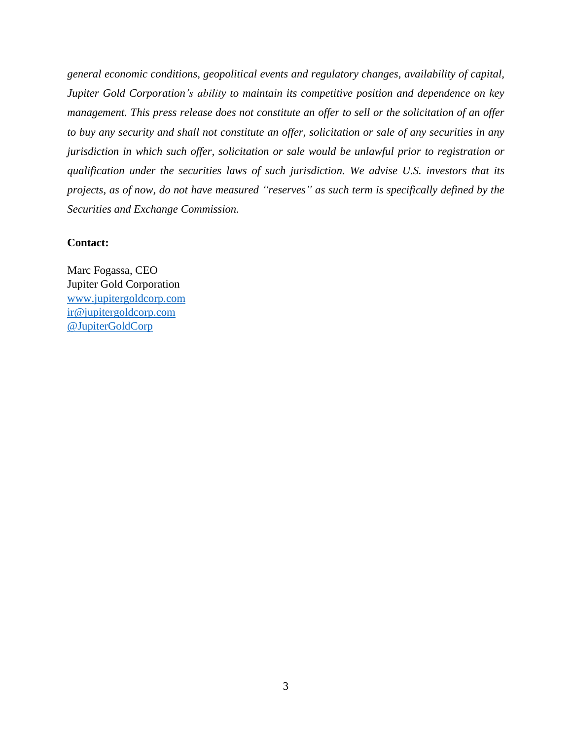*general economic conditions, geopolitical events and regulatory changes, availability of capital, Jupiter Gold Corporation's ability to maintain its competitive position and dependence on key management. This press release does not constitute an offer to sell or the solicitation of an offer to buy any security and shall not constitute an offer, solicitation or sale of any securities in any jurisdiction in which such offer, solicitation or sale would be unlawful prior to registration or qualification under the securities laws of such jurisdiction. We advise U.S. investors that its projects, as of now, do not have measured "reserves" as such term is specifically defined by the Securities and Exchange Commission.*

**Contact:**

Marc Fogassa, CEO
Jupiter Gold Corporation
www.jupitergoldcorp.com
ir@jupitergoldcorp.com
@JupiterGoldCorp